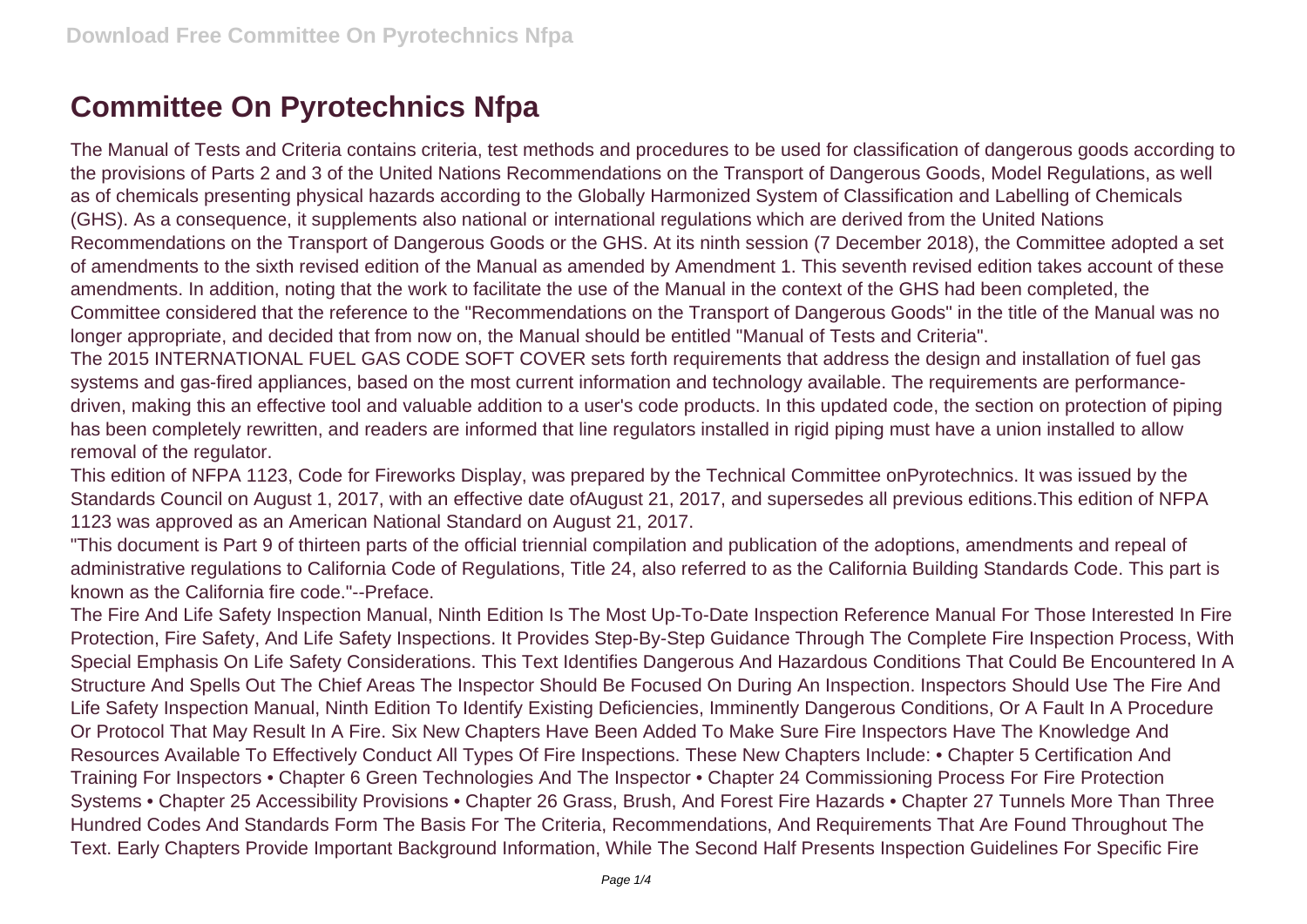# Committee On Pyrotechnics Nfpa

The Manual of Tests and Criteria contains criteria, test methods and procedures to be used for classification of dangerous goods according to the provisions of Parts 2 and 3 of the United Nations Recommendations on the Transport of Dangerous Goods, Model Regulations, as well as of chemicals presenting physical hazards according to the Globally Harmonized System of Classification and Labelling of Chemicals (GHS). As a consequence, it supplements also national or international regulations which are derived from the United Nations Recommendations on the Transport of Dangerous Goods or the GHS. At its ninth session (7 December 2018), the Committee adopted a set of amendments to the sixth revised edition of the Manual as amended by Amendment 1. This seventh revised edition takes account of these amendments. In addition, noting that the work to facilitate the use of the Manual in the context of the GHS had been completed, the Committee considered that the reference to the "Recommendations on the Transport of Dangerous Goods" in the title of the Manual was no longer appropriate, and decided that from now on, the Manual should be entitled "Manual of Tests and Criteria".

The 2015 INTERNATIONAL FUEL GAS CODE SOFT COVER sets forth requirements that address the design and installation of fuel gas systems and gas-fired appliances, based on the most current information and technology available. The requirements are performance-driven, making this an effective tool and valuable addition to a user's code products. In this updated code, the section on protection of piping has been completely rewritten, and readers are informed that line regulators installed in rigid piping must have a union installed to allow removal of the regulator.

This edition of NFPA 1123, Code for Fireworks Display, was prepared by the Technical Committee onPyrotechnics. It was issued by the Standards Council on August 1, 2017, with an effective date ofAugust 21, 2017, and supersedes all previous editions.This edition of NFPA 1123 was approved as an American National Standard on August 21, 2017.

"This document is Part 9 of thirteen parts of the official triennial compilation and publication of the adoptions, amendments and repeal of administrative regulations to California Code of Regulations, Title 24, also referred to as the California Building Standards Code. This part is known as the California fire code."--Preface.

The Fire And Life Safety Inspection Manual, Ninth Edition Is The Most Up-To-Date Inspection Reference Manual For Those Interested In Fire Protection, Fire Safety, And Life Safety Inspections. It Provides Step-By-Step Guidance Through The Complete Fire Inspection Process, With Special Emphasis On Life Safety Considerations. This Text Identifies Dangerous And Hazardous Conditions That Could Be Encountered In A Structure And Spells Out The Chief Areas The Inspector Should Be Focused On During An Inspection. Inspectors Should Use The Fire And Life Safety Inspection Manual, Ninth Edition To Identify Existing Deficiencies, Imminently Dangerous Conditions, Or A Fault In A Procedure Or Protocol That May Result In A Fire. Six New Chapters Have Been Added To Make Sure Fire Inspectors Have The Knowledge And Resources Available To Effectively Conduct All Types Of Fire Inspections. These New Chapters Include: • Chapter 5 Certification And Training For Inspectors • Chapter 6 Green Technologies And The Inspector • Chapter 24 Commissioning Process For Fire Protection Systems • Chapter 25 Accessibility Provisions • Chapter 26 Grass, Brush, And Forest Fire Hazards • Chapter 27 Tunnels More Than Three Hundred Codes And Standards Form The Basis For The Criteria, Recommendations, And Requirements That Are Found Throughout The Text. Early Chapters Provide Important Background Information, While The Second Half Presents Inspection Guidelines For Specific Fire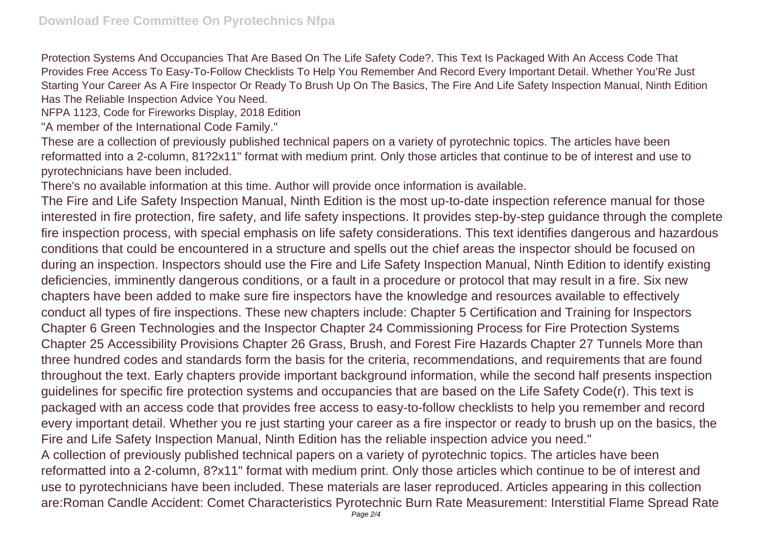Protection Systems And Occupancies That Are Based On The Life Safety Code?. This Text Is Packaged With An Access Code That Provides Free Access To Easy-To-Follow Checklists To Help You Remember And Record Every Important Detail. Whether You'Re Just Starting Your Career As A Fire Inspector Or Ready To Brush Up On The Basics, The Fire And Life Safety Inspection Manual, Ninth Edition Has The Reliable Inspection Advice You Need.

NFPA 1123, Code for Fireworks Display, 2018 Edition

"A member of the International Code Family."

These are a collection of previously published technical papers on a variety of pyrotechnic topics. The articles have been reformatted into a 2-column, 81?2x11" format with medium print. Only those articles that continue to be of interest and use to pyrotechnicians have been included.

There's no available information at this time. Author will provide once information is available.

The Fire and Life Safety Inspection Manual, Ninth Edition is the most up-to-date inspection reference manual for those interested in fire protection, fire safety, and life safety inspections. It provides step-by-step guidance through the complete fire inspection process, with special emphasis on life safety considerations. This text identifies dangerous and hazardous conditions that could be encountered in a structure and spells out the chief areas the inspector should be focused on during an inspection. Inspectors should use the Fire and Life Safety Inspection Manual, Ninth Edition to identify existing deficiencies, imminently dangerous conditions, or a fault in a procedure or protocol that may result in a fire. Six new chapters have been added to make sure fire inspectors have the knowledge and resources available to effectively conduct all types of fire inspections. These new chapters include: Chapter 5 Certification and Training for Inspectors Chapter 6 Green Technologies and the Inspector Chapter 24 Commissioning Process for Fire Protection Systems Chapter 25 Accessibility Provisions Chapter 26 Grass, Brush, and Forest Fire Hazards Chapter 27 Tunnels More than three hundred codes and standards form the basis for the criteria, recommendations, and requirements that are found throughout the text. Early chapters provide important background information, while the second half presents inspection guidelines for specific fire protection systems and occupancies that are based on the Life Safety Code(r). This text is packaged with an access code that provides free access to easy-to-follow checklists to help you remember and record every important detail. Whether you re just starting your career as a fire inspector or ready to brush up on the basics, the Fire and Life Safety Inspection Manual, Ninth Edition has the reliable inspection advice you need."

A collection of previously published technical papers on a variety of pyrotechnic topics. The articles have been reformatted into a 2-column, 8?x11" format with medium print. Only those articles which continue to be of interest and use to pyrotechnicians have been included. These materials are laser reproduced. Articles appearing in this collection are:Roman Candle Accident: Comet Characteristics Pyrotechnic Burn Rate Measurement: Interstitial Flame Spread Rate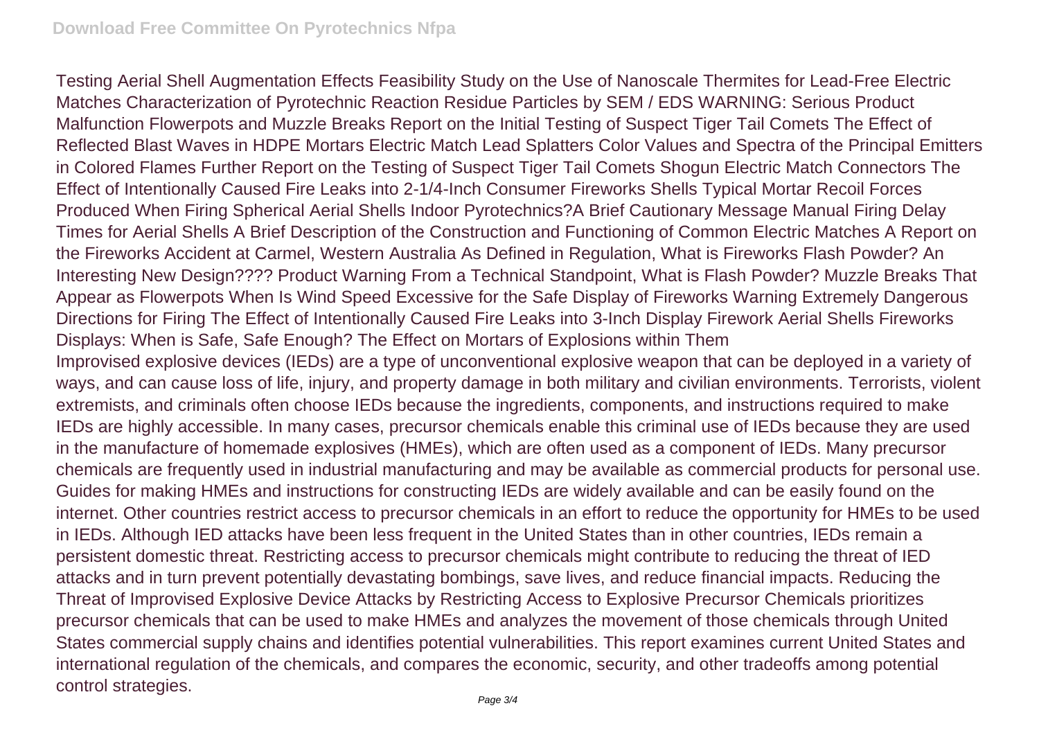Testing Aerial Shell Augmentation Effects Feasibility Study on the Use of Nanoscale Thermites for Lead-Free Electric Matches Characterization of Pyrotechnic Reaction Residue Particles by SEM / EDS WARNING: Serious Product Malfunction Flowerpots and Muzzle Breaks Report on the Initial Testing of Suspect Tiger Tail Comets The Effect of Reflected Blast Waves in HDPE Mortars Electric Match Lead Splatters Color Values and Spectra of the Principal Emitters in Colored Flames Further Report on the Testing of Suspect Tiger Tail Comets Shogun Electric Match Connectors The Effect of Intentionally Caused Fire Leaks into 2-1/4-Inch Consumer Fireworks Shells Typical Mortar Recoil Forces Produced When Firing Spherical Aerial Shells Indoor Pyrotechnics?A Brief Cautionary Message Manual Firing Delay Times for Aerial Shells A Brief Description of the Construction and Functioning of Common Electric Matches A Report on the Fireworks Accident at Carmel, Western Australia As Defined in Regulation, What is Fireworks Flash Powder? An Interesting New Design???? Product Warning From a Technical Standpoint, What is Flash Powder? Muzzle Breaks That Appear as Flowerpots When Is Wind Speed Excessive for the Safe Display of Fireworks Warning Extremely Dangerous Directions for Firing The Effect of Intentionally Caused Fire Leaks into 3-Inch Display Firework Aerial Shells Fireworks Displays: When is Safe, Safe Enough? The Effect on Mortars of Explosions within Them

Improvised explosive devices (IEDs) are a type of unconventional explosive weapon that can be deployed in a variety of ways, and can cause loss of life, injury, and property damage in both military and civilian environments. Terrorists, violent extremists, and criminals often choose IEDs because the ingredients, components, and instructions required to make IEDs are highly accessible. In many cases, precursor chemicals enable this criminal use of IEDs because they are used in the manufacture of homemade explosives (HMEs), which are often used as a component of IEDs. Many precursor chemicals are frequently used in industrial manufacturing and may be available as commercial products for personal use. Guides for making HMEs and instructions for constructing IEDs are widely available and can be easily found on the internet. Other countries restrict access to precursor chemicals in an effort to reduce the opportunity for HMEs to be used in IEDs. Although IED attacks have been less frequent in the United States than in other countries, IEDs remain a persistent domestic threat. Restricting access to precursor chemicals might contribute to reducing the threat of IED attacks and in turn prevent potentially devastating bombings, save lives, and reduce financial impacts. Reducing the Threat of Improvised Explosive Device Attacks by Restricting Access to Explosive Precursor Chemicals prioritizes precursor chemicals that can be used to make HMEs and analyzes the movement of those chemicals through United States commercial supply chains and identifies potential vulnerabilities. This report examines current United States and international regulation of the chemicals, and compares the economic, security, and other tradeoffs among potential control strategies.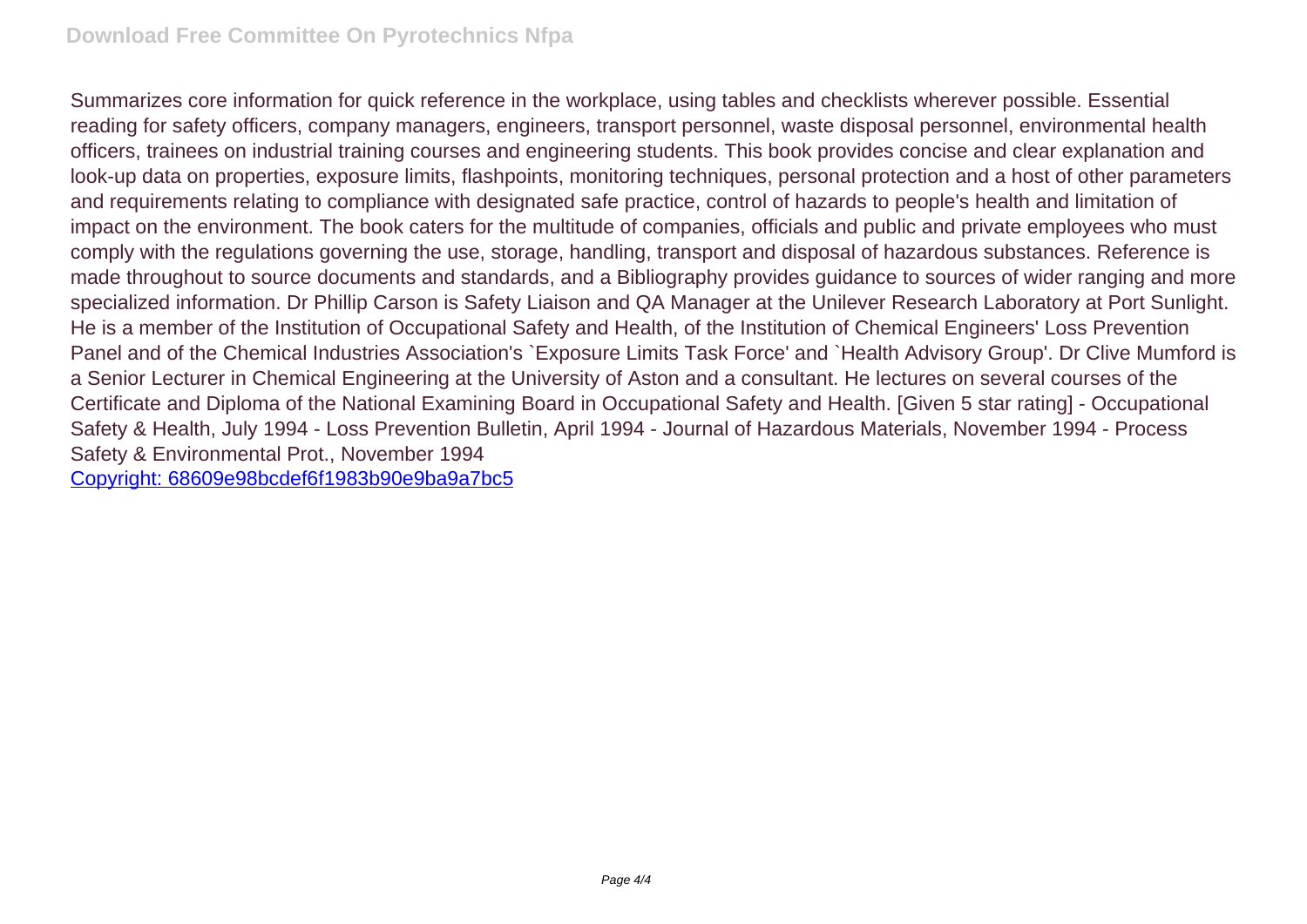Summarizes core information for quick reference in the workplace, using tables and checklists wherever possible. Essential reading for safety officers, company managers, engineers, transport personnel, waste disposal personnel, environmental health officers, trainees on industrial training courses and engineering students. This book provides concise and clear explanation and look-up data on properties, exposure limits, flashpoints, monitoring techniques, personal protection and a host of other parameters and requirements relating to compliance with designated safe practice, control of hazards to people's health and limitation of impact on the environment. The book caters for the multitude of companies, officials and public and private employees who must comply with the regulations governing the use, storage, handling, transport and disposal of hazardous substances. Reference is made throughout to source documents and standards, and a Bibliography provides guidance to sources of wider ranging and more specialized information. Dr Phillip Carson is Safety Liaison and QA Manager at the Unilever Research Laboratory at Port Sunlight. He is a member of the Institution of Occupational Safety and Health, of the Institution of Chemical Engineers' Loss Prevention Panel and of the Chemical Industries Association's `Exposure Limits Task Force' and `Health Advisory Group'. Dr Clive Mumford is a Senior Lecturer in Chemical Engineering at the University of Aston and a consultant. He lectures on several courses of the Certificate and Diploma of the National Examining Board in Occupational Safety and Health. [Given 5 star rating] - Occupational Safety & Health, July 1994 - Loss Prevention Bulletin, April 1994 - Journal of Hazardous Materials, November 1994 - Process Safety & Environmental Prot., November 1994

Copyright: 68609e98bcdef6f1983b90e9ba9a7bc5